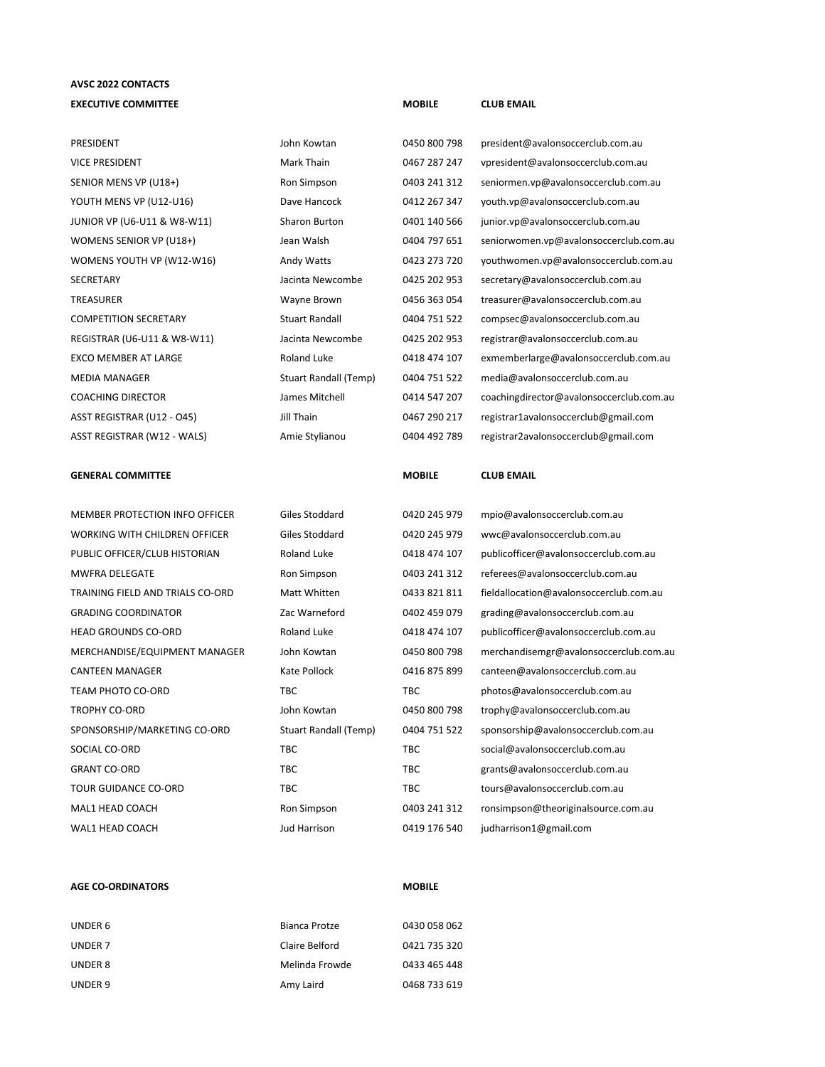**AVSC 2022 CONTACTS**

| EXECUTIVE COMMITTEE | | MOBILE | CLUB EMAIL |
|---|---|---|---|
| PRESIDENT | John Kowtan | 0450 800 798 | president@avalonsoccerclub.com.au |
| VICE PRESIDENT | Mark Thain | 0467 287 247 | vpresident@avalonsoccerclub.com.au |
| SENIOR MENS VP (U18+) | Ron Simpson | 0403 241 312 | seniormen.vp@avalonsoccerclub.com.au |
| YOUTH MENS VP (U12-U16) | Dave Hancock | 0412 267 347 | youth.vp@avalonsoccerclub.com.au |
| JUNIOR VP (U6-U11 & W8-W11) | Sharon Burton | 0401 140 566 | junior.vp@avalonsoccerclub.com.au |
| WOMENS SENIOR VP (U18+) | Jean Walsh | 0404 797 651 | seniorwomen.vp@avalonsoccerclub.com.au |
| WOMENS YOUTH VP (W12-W16) | Andy Watts | 0423 273 720 | youthwomen.vp@avalonsoccerclub.com.au |
| SECRETARY | Jacinta Newcombe | 0425 202 953 | secretary@avalonsoccerclub.com.au |
| TREASURER | Wayne Brown | 0456 363 054 | treasurer@avalonsoccerclub.com.au |
| COMPETITION SECRETARY | Stuart Randall | 0404 751 522 | compsec@avalonsoccerclub.com.au |
| REGISTRAR (U6-U11 & W8-W11) | Jacinta Newcombe | 0425 202 953 | registrar@avalonsoccerclub.com.au |
| EXCO MEMBER AT LARGE | Roland Luke | 0418 474 107 | exmemberlarge@avalonsoccerclub.com.au |
| MEDIA MANAGER | Stuart Randall (Temp) | 0404 751 522 | media@avalonsoccerclub.com.au |
| COACHING DIRECTOR | James Mitchell | 0414 547 207 | coachingdirector@avalonsoccerclub.com.au |
| ASST REGISTRAR (U12 - O45) | Jill Thain | 0467 290 217 | registrar1avalonsoccerclub@gmail.com |
| ASST REGISTRAR (W12 - WALS) | Amie Stylianou | 0404 492 789 | registrar2avalonsoccerclub@gmail.com |

| GENERAL COMMITTEE | | MOBILE | CLUB EMAIL |
|---|---|---|---|
| MEMBER PROTECTION INFO OFFICER | Giles Stoddard | 0420 245 979 | mpio@avalonsoccerclub.com.au |
| WORKING WITH CHILDREN OFFICER | Giles Stoddard | 0420 245 979 | wwc@avalonsoccerclub.com.au |
| PUBLIC OFFICER/CLUB HISTORIAN | Roland Luke | 0418 474 107 | publicofficer@avalonsoccerclub.com.au |
| MWFRA DELEGATE | Ron Simpson | 0403 241 312 | referees@avalonsoccerclub.com.au |
| TRAINING FIELD AND TRIALS CO-ORD | Matt Whitten | 0433 821 811 | fieldallocation@avalonsoccerclub.com.au |
| GRADING COORDINATOR | Zac Warneford | 0402 459 079 | grading@avalonsoccerclub.com.au |
| HEAD GROUNDS CO-ORD | Roland Luke | 0418 474 107 | publicofficer@avalonsoccerclub.com.au |
| MERCHANDISE/EQUIPMENT MANAGER | John Kowtan | 0450 800 798 | merchandisemgr@avalonsoccerclub.com.au |
| CANTEEN MANAGER | Kate Pollock | 0416 875 899 | canteen@avalonsoccerclub.com.au |
| TEAM PHOTO CO-ORD | TBC | TBC | photos@avalonsoccerclub.com.au |
| TROPHY CO-ORD | John Kowtan | 0450 800 798 | trophy@avalonsoccerclub.com.au |
| SPONSORSHIP/MARKETING CO-ORD | Stuart Randall (Temp) | 0404 751 522 | sponsorship@avalonsoccerclub.com.au |
| SOCIAL CO-ORD | TBC | TBC | social@avalonsoccerclub.com.au |
| GRANT CO-ORD | TBC | TBC | grants@avalonsoccerclub.com.au |
| TOUR GUIDANCE CO-ORD | TBC | TBC | tours@avalonsoccerclub.com.au |
| MAL1 HEAD COACH | Ron Simpson | 0403 241 312 | ronsimpson@theoriginalsource.com.au |
| WAL1 HEAD COACH | Jud Harrison | 0419 176 540 | judharrison1@gmail.com |

| AGE CO-ORDINATORS | | MOBILE |
|---|---|---|
| UNDER 6 | Bianca Protze | 0430 058 062 |
| UNDER 7 | Claire Belford | 0421 735 320 |
| UNDER 8 | Melinda Frowde | 0433 465 448 |
| UNDER 9 | Amy Laird | 0468 733 619 |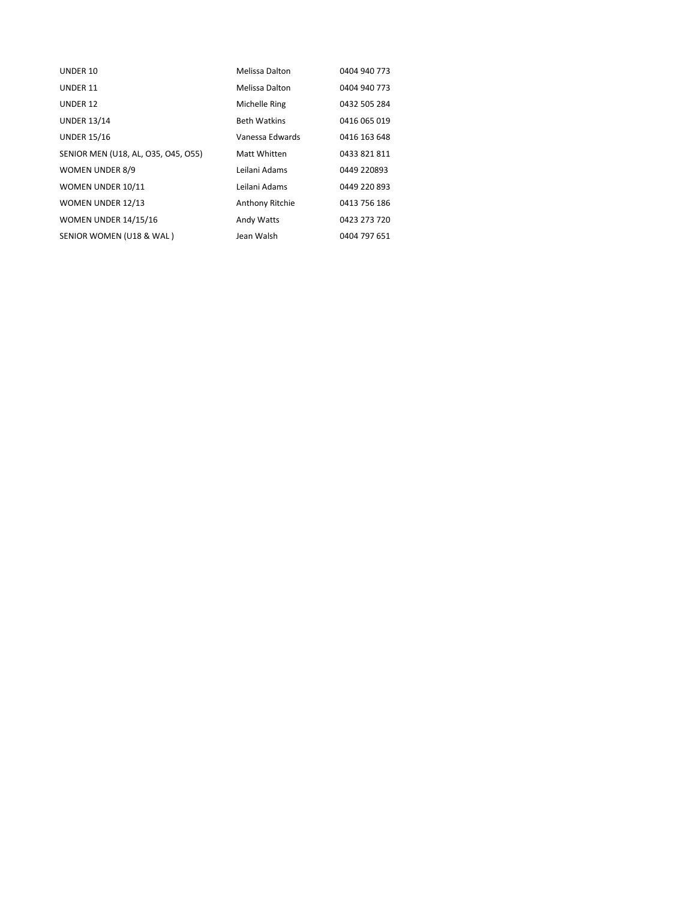| | | |
|---|---|---|
| UNDER 10 | Melissa Dalton | 0404 940 773 |
| UNDER 11 | Melissa Dalton | 0404 940 773 |
| UNDER 12 | Michelle Ring | 0432 505 284 |
| UNDER 13/14 | Beth Watkins | 0416 065 019 |
| UNDER 15/16 | Vanessa Edwards | 0416 163 648 |
| SENIOR MEN (U18, AL, O35, O45, O55) | Matt Whitten | 0433 821 811 |
| WOMEN UNDER 8/9 | Leilani Adams | 0449 220893 |
| WOMEN UNDER 10/11 | Leilani Adams | 0449 220 893 |
| WOMEN UNDER 12/13 | Anthony Ritchie | 0413 756 186 |
| WOMEN UNDER 14/15/16 | Andy Watts | 0423 273 720 |
| SENIOR WOMEN (U18 & WAL ) | Jean Walsh | 0404 797 651 |